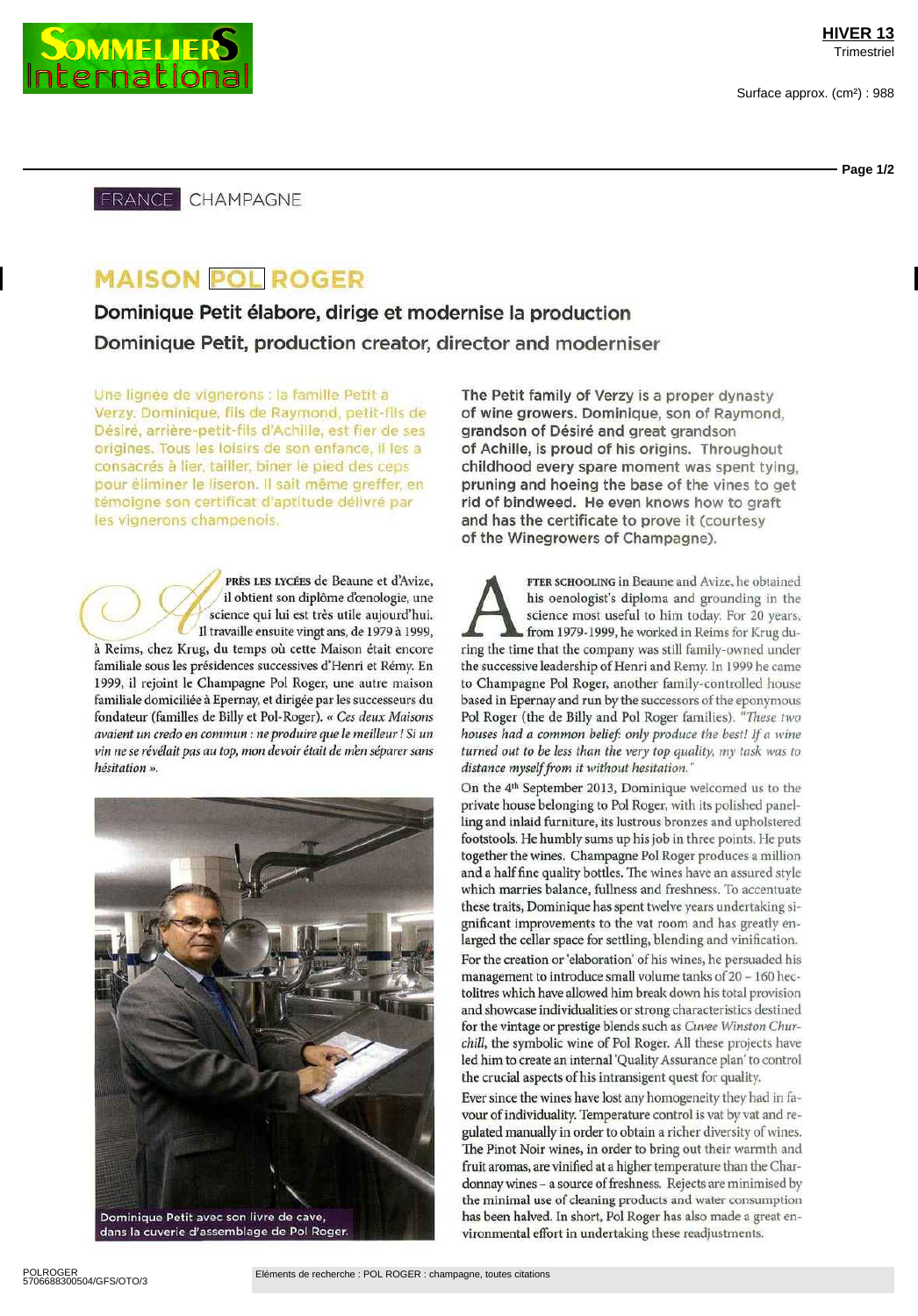FRANCE CHAMPAGNE

# MAISON POL ROGER

## Dominique Petit élabore, dirige et modernise la production

## Dominique Petit, production creator, director and moderniser

Une lignée de vignerons : la famille Petit à Verzy. Dominique, fils de Raymond, petit-fils de Désiré, arrière-petit-fils d'Achille, est fier de ses origines. Tous les loisirs de son enfance, il les a consacrés à lier, tailler, biner le pied des ceps pour éliminer le liseron. Il sait même greffer, en témoigne son certificat d'aptitude délivré par les vignerons champenois.

APRÈS LES LYCÉES de Beaune et d'Avize, il obtient son diplôme d'œnologie, une science qui lui est très utile aujourd'hui. Il travaille ensuite vingt ans, de 1979 à 1999, à Reims, chez Krug, du temps où cette Maison était encore familiale sous les présidences successives d'Henri et Rémy. En 1999, il rejoint le Champagne Pol Roger, une autre maison familiale domiciliée à Epernay, et dirigée par les successeurs du fondateur (familles de Billy et Pol-Roger). *« Ces deux Maisons avaient un credo en commun : ne produire que le meilleur ! Si un vin ne se révélait pas au top, mon devoir était de m'en séparer sans hésitation ».*

Dominique Petit avec son livre de cave, dans la cuverie d'assemblage de Pol Roger.

The Petit family of Verzy is a proper dynasty of wine growers. Dominique, son of Raymond, grandson of Désiré and great grandson of Achille, is proud of his origins. Throughout childhood every spare moment was spent tying, pruning and hoeing the base of the vines to get rid of bindweed. He even knows how to graft and has the certificate to prove it (courtesy of the Winegrowers of Champagne).

AFTER SCHOOLING in Beaune and Avize, he obtained his oenologist's diploma and grounding in the science most useful to him today. For 20 years, from 1979-1999, he worked in Reims for Krug during the time that the company was still family-owned under the successive leadership of Henri and Remy. In 1999 he came to Champagne Pol Roger, another family-controlled house based in Epernay and run by the successors of the eponymous Pol Roger (the de Billy and Pol Roger families). *"These two houses had a common belief: only produce the best! If a wine turned out to be less than the very top quality, my task was to distance myself from it without hesitation."*

On the 4th September 2013, Dominique welcomed us to the private house belonging to Pol Roger, with its polished panelling and inlaid furniture, its lustrous bronzes and upholstered footstools. He humbly sums up his job in three points. He puts together the wines. Champagne Pol Roger produces a million and a half fine quality bottles. The wines have an assured style which marries balance, fullness and freshness. To accentuate these traits, Dominique has spent twelve years undertaking significant improvements to the vat room and has greatly enlarged the cellar space for settling, blending and vinification.

For the creation or 'elaboration' of his wines, he persuaded his management to introduce small volume tanks of 20 – 160 hectolitres which have allowed him break down his total provision and showcase individualities or strong characteristics destined for the vintage or prestige blends such as *Cuvee Winston Churchill*, the symbolic wine of Pol Roger. All these projects have led him to create an internal 'Quality Assurance plan' to control the crucial aspects of his intransigent quest for quality.

Ever since the wines have lost any homogeneity they had in favour of individuality. Temperature control is vat by vat and regulated manually in order to obtain a richer diversity of wines. The Pinot Noir wines, in order to bring out their warmth and fruit aromas, are vinified at a higher temperature than the Chardonnay wines – a source of freshness. Rejects are minimised by the minimal use of cleaning products and water consumption has been halved. In short, Pol Roger has also made a great environmental effort in undertaking these readjustments.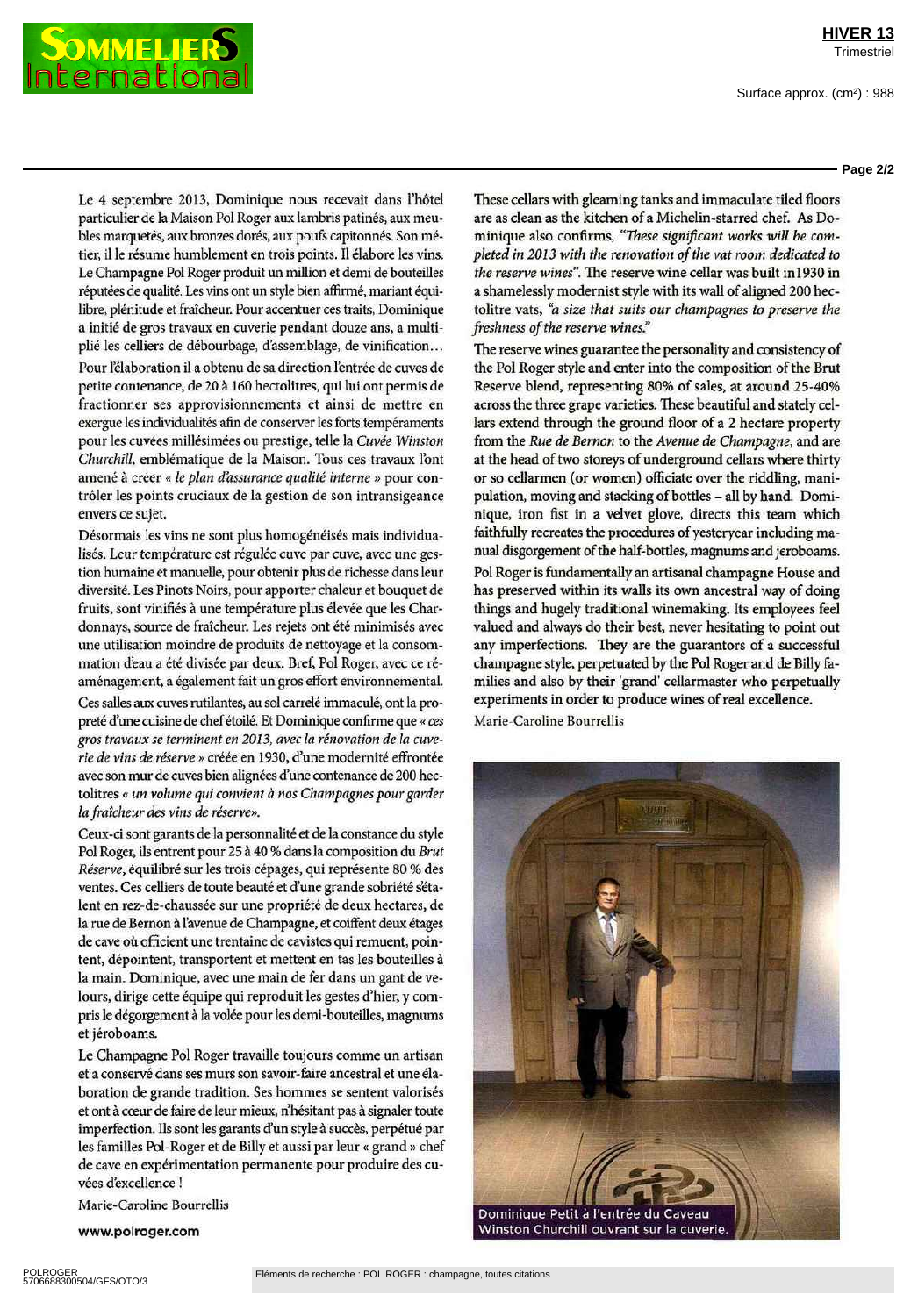Le 4 septembre 2013, Dominique nous recevait dans l'hôtel particulier de la Maison Pol Roger aux lambris patinés, aux meubles marquetés, aux bronzes dorés, aux poufs capitonnés. Son métier, il le résume humblement en trois points. Il élabore les vins. Le Champagne Pol Roger produit un million et demi de bouteilles réputées de qualité. Les vins ont un style bien affirmé, mariant équilibre, plénitude et fraîcheur. Pour accentuer ces traits, Dominique a initié de gros travaux en cuverie pendant douze ans, a multiplié les celliers de débourbage, d'assemblage, de vinification…

Pour l'élaboration il a obtenu de sa direction l'entrée de cuves de petite contenance, de 20 à 160 hectolitres, qui lui ont permis de fractionner ses approvisionnements et ainsi de mettre en exergue les individualités afin de conserver les forts tempéraments pour les cuvées millésimées ou prestige, telle la *Cuvée Winston Churchill*, emblématique de la Maison. Tous ces travaux l'ont amené à créer « *le plan d'assurance qualité interne* » pour contrôler les points cruciaux de la gestion de son intransigeance envers ce sujet.

Désormais les vins ne sont plus homogénéisés mais individualisés. Leur température est régulée cuve par cuve, avec une gestion humaine et manuelle, pour obtenir plus de richesse dans leur diversité. Les Pinots Noirs, pour apporter chaleur et bouquet de fruits, sont vinifiés à une température plus élevée que les Chardonnays, source de fraîcheur. Les rejets ont été minimisés avec une utilisation moindre de produits de nettoyage et la consommation d'eau a été divisée par deux. Bref, Pol Roger, avec ce réaménagement, a également fait un gros effort environnemental.

Ces salles aux cuves rutilantes, au sol carrelé immaculé, ont la propreté d'une cuisine de chef étoilé. Et Dominique confirme que « *ces gros travaux se terminent en 2013, avec la rénovation de la cuverie de vins de réserve* » créée en 1930, d'une modernité effrontée avec son mur de cuves bien alignées d'une contenance de 200 hectolitres « *un volume qui convient à nos Champagnes pour garder la fraîcheur des vins de réserve* ».

Ceux-ci sont garants de la personnalité et de la constance du style Pol Roger, ils entrent pour 25 à 40 % dans la composition du *Brut Réserve*, équilibré sur les trois cépages, qui représente 80 % des ventes. Ces celliers de toute beauté et d'une grande sobriété s'étalent en rez-de-chaussée sur une propriété de deux hectares, de la rue de Bernon à l'avenue de Champagne, et coiffent deux étages de cave où officient une trentaine de cavistes qui remuent, pointent, dépointent, transportent et mettent en tas les bouteilles à la main. Dominique, avec une main de fer dans un gant de velours, dirige cette équipe qui reproduit les gestes d'hier, y compris le dégorgement à la volée pour les demi-bouteilles, magnums et jéroboams.

Le Champagne Pol Roger travaille toujours comme un artisan et a conservé dans ses murs son savoir-faire ancestral et une élaboration de grande tradition. Ses hommes se sentent valorisés et ont à cœur de faire de leur mieux, n'hésitant pas à signaler toute imperfection. Ils sont les garants d'un style à succès, perpétué par les familles Pol-Roger et de Billy et aussi par leur « grand » chef de cave en expérimentation permanente pour produire des cuvées d'excellence !

Marie-Caroline Bourrellis

www.polroger.com

These cellars with gleaming tanks and immaculate tiled floors are as clean as the kitchen of a Michelin-starred chef. As Dominique also confirms, *"These significant works will be completed in 2013 with the renovation of the vat room dedicated to the reserve wines"*. The reserve wine cellar was built in1930 in a shamelessly modernist style with its wall of aligned 200 hectolitre vats, *"a size that suits our champagnes to preserve the freshness of the reserve wines."*

The reserve wines guarantee the personality and consistency of the Pol Roger style and enter into the composition of the Brut Reserve blend, representing 80% of sales, at around 25-40% across the three grape varieties. These beautiful and stately cellars extend through the ground floor of a 2 hectare property from the *Rue de Bernon* to the *Avenue de Champagne*, and are at the head of two storeys of underground cellars where thirty or so cellarmen (or women) officiate over the riddling, manipulation, moving and stacking of bottles – all by hand. Dominique, iron fist in a velvet glove, directs this team which faithfully recreates the procedures of yesteryear including manual disgorgement of the half-bottles, magnums and jeroboams.

Pol Roger is fundamentally an artisanal champagne House and has preserved within its walls its own ancestral way of doing things and hugely traditional winemaking. Its employees feel valued and always do their best, never hesitating to point out any imperfections. They are the guarantors of a successful champagne style, perpetuated by the Pol Roger and de Billy families and also by their 'grand' cellarmaster who perpetually experiments in order to produce wines of real excellence.

Marie-Caroline Bourrellis

Dominique Petit à l'entrée du Caveau Winston Churchill ouvrant sur la cuverie.